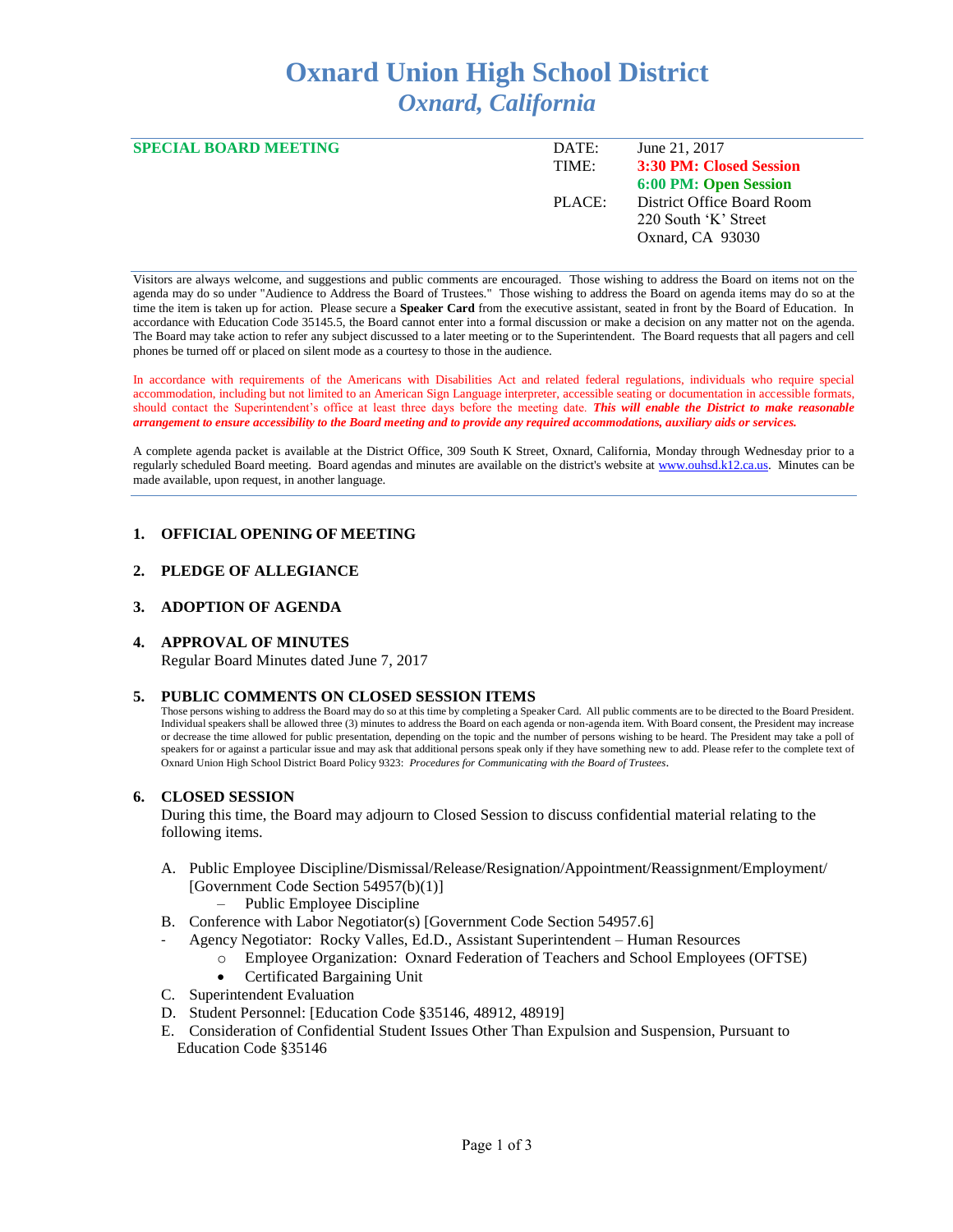# Oxnard Union High School District
## *Oxnard, California*

**SPECIAL BOARD MEETING**

| | |
|---|---|
| DATE: | June 21, 2017 |
| TIME: | **3:30 PM: Closed Session** |
| | **6:00 PM: Open Session** |
| PLACE: | District Office Board Room |
| | 220 South 'K' Street |
| | Oxnard, CA 93030 |

Visitors are always welcome, and suggestions and public comments are encouraged. Those wishing to address the Board on items not on the agenda may do so under "Audience to Address the Board of Trustees." Those wishing to address the Board on agenda items may do so at the time the item is taken up for action. Please secure a **Speaker Card** from the executive assistant, seated in front by the Board of Education. In accordance with Education Code 35145.5, the Board cannot enter into a formal discussion or make a decision on any matter not on the agenda. The Board may take action to refer any subject discussed to a later meeting or to the Superintendent. The Board requests that all pagers and cell phones be turned off or placed on silent mode as a courtesy to those in the audience.

In accordance with requirements of the Americans with Disabilities Act and related federal regulations, individuals who require special accommodation, including but not limited to an American Sign Language interpreter, accessible seating or documentation in accessible formats, should contact the Superintendent's office at least three days before the meeting date. ***This will enable the District to make reasonable arrangement to ensure accessibility to the Board meeting and to provide any required accommodations, auxiliary aids or services.***

A complete agenda packet is available at the District Office, 309 South K Street, Oxnard, California, Monday through Wednesday prior to a regularly scheduled Board meeting. Board agendas and minutes are available on the district's website at www.ouhsd.k12.ca.us. Minutes can be made available, upon request, in another language.

### 1. OFFICIAL OPENING OF MEETING

### 2. PLEDGE OF ALLEGIANCE

### 3. ADOPTION OF AGENDA

### 4. APPROVAL OF MINUTES

Regular Board Minutes dated June 7, 2017

### 5. PUBLIC COMMENTS ON CLOSED SESSION ITEMS

Those persons wishing to address the Board may do so at this time by completing a Speaker Card. All public comments are to be directed to the Board President. Individual speakers shall be allowed three (3) minutes to address the Board on each agenda or non-agenda item. With Board consent, the President may increase or decrease the time allowed for public presentation, depending on the topic and the number of persons wishing to be heard. The President may take a poll of speakers for or against a particular issue and may ask that additional persons speak only if they have something new to add. Please refer to the complete text of Oxnard Union High School District Board Policy 9323: *Procedures for Communicating with the Board of Trustees*.

### 6. CLOSED SESSION

During this time, the Board may adjourn to Closed Session to discuss confidential material relating to the following items.

A. Public Employee Discipline/Dismissal/Release/Resignation/Appointment/Reassignment/Employment/ [Government Code Section 54957(b)(1)]
   - Public Employee Discipline

B. Conference with Labor Negotiator(s) [Government Code Section 54957.6]
- Agency Negotiator: Rocky Valles, Ed.D., Assistant Superintendent – Human Resources
  - Employee Organization: Oxnard Federation of Teachers and School Employees (OFTSE)
  - Certificated Bargaining Unit

C. Superintendent Evaluation

D. Student Personnel: [Education Code §35146, 48912, 48919]

E. Consideration of Confidential Student Issues Other Than Expulsion and Suspension, Pursuant to Education Code §35146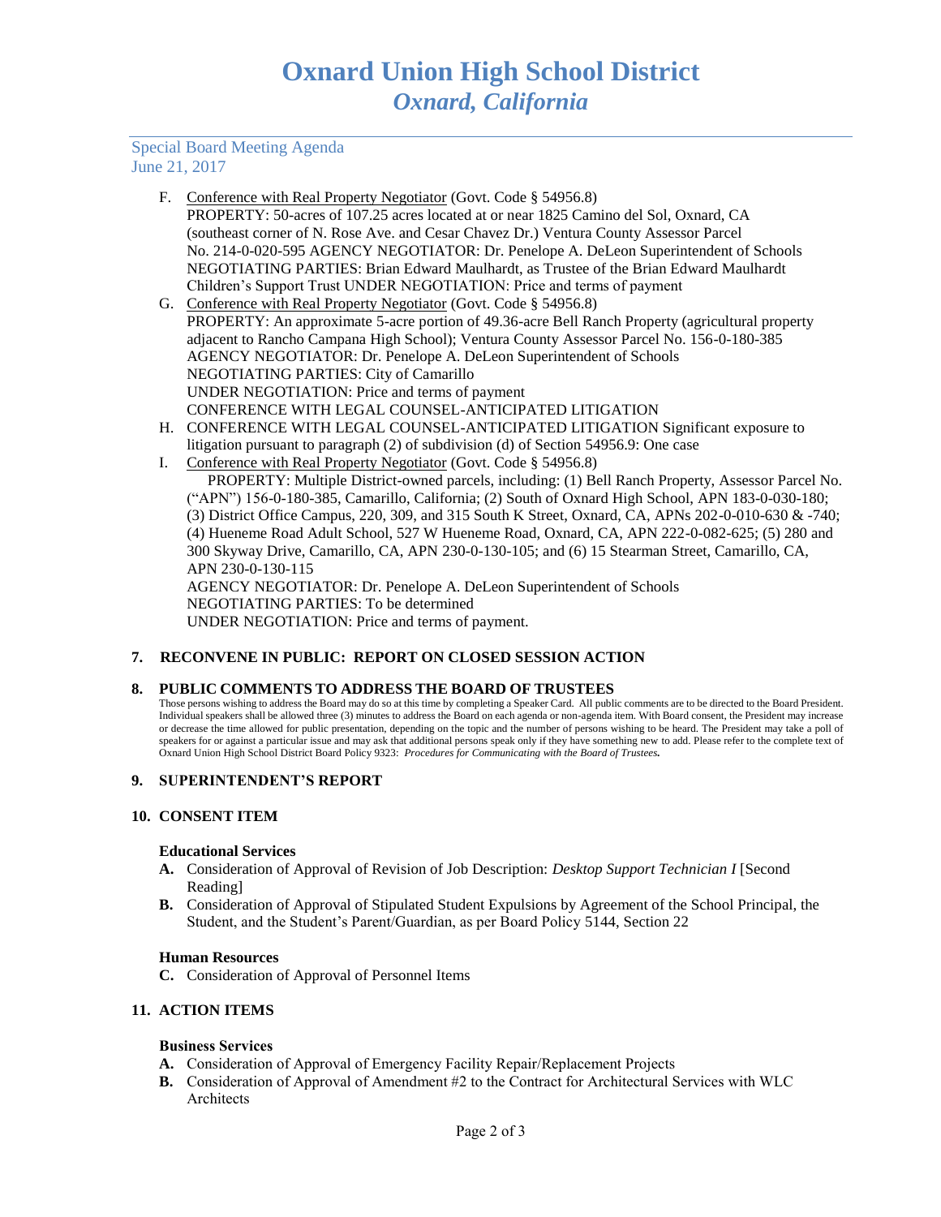# Oxnard Union High School District
## *Oxnard, California*

Special Board Meeting Agenda
June 21, 2017

F. Conference with Real Property Negotiator (Govt. Code § 54956.8)
PROPERTY: 50-acres of 107.25 acres located at or near 1825 Camino del Sol, Oxnard, CA (southeast corner of N. Rose Ave. and Cesar Chavez Dr.) Ventura County Assessor Parcel No. 214-0-020-595 AGENCY NEGOTIATOR: Dr. Penelope A. DeLeon Superintendent of Schools NEGOTIATING PARTIES: Brian Edward Maulhardt, as Trustee of the Brian Edward Maulhardt Children's Support Trust UNDER NEGOTIATION: Price and terms of payment

G. Conference with Real Property Negotiator (Govt. Code § 54956.8)
PROPERTY: An approximate 5-acre portion of 49.36-acre Bell Ranch Property (agricultural property adjacent to Rancho Campana High School); Ventura County Assessor Parcel No. 156-0-180-385
AGENCY NEGOTIATOR: Dr. Penelope A. DeLeon Superintendent of Schools
NEGOTIATING PARTIES: City of Camarillo
UNDER NEGOTIATION: Price and terms of payment
CONFERENCE WITH LEGAL COUNSEL-ANTICIPATED LITIGATION

H. CONFERENCE WITH LEGAL COUNSEL-ANTICIPATED LITIGATION Significant exposure to litigation pursuant to paragraph (2) of subdivision (d) of Section 54956.9: One case

I. Conference with Real Property Negotiator (Govt. Code § 54956.8)
PROPERTY: Multiple District-owned parcels, including: (1) Bell Ranch Property, Assessor Parcel No. ("APN") 156-0-180-385, Camarillo, California; (2) South of Oxnard High School, APN 183-0-030-180; (3) District Office Campus, 220, 309, and 315 South K Street, Oxnard, CA, APNs 202-0-010-630 & -740; (4) Hueneme Road Adult School, 527 W Hueneme Road, Oxnard, CA, APN 222-0-082-625; (5) 280 and 300 Skyway Drive, Camarillo, CA, APN 230-0-130-105; and (6) 15 Stearman Street, Camarillo, CA, APN 230-0-130-115
AGENCY NEGOTIATOR: Dr. Penelope A. DeLeon Superintendent of Schools
NEGOTIATING PARTIES: To be determined
UNDER NEGOTIATION: Price and terms of payment.

### 7. RECONVENE IN PUBLIC: REPORT ON CLOSED SESSION ACTION

### 8. PUBLIC COMMENTS TO ADDRESS THE BOARD OF TRUSTEES

Those persons wishing to address the Board may do so at this time by completing a Speaker Card. All public comments are to be directed to the Board President. Individual speakers shall be allowed three (3) minutes to address the Board on each agenda or non-agenda item. With Board consent, the President may increase or decrease the time allowed for public presentation, depending on the topic and the number of persons wishing to be heard. The President may take a poll of speakers for or against a particular issue and may ask that additional persons speak only if they have something new to add. Please refer to the complete text of Oxnard Union High School District Board Policy 9323: ***Procedures for Communicating with the Board of Trustees.***

### 9. SUPERINTENDENT'S REPORT

### 10. CONSENT ITEM

**Educational Services**

**A.** Consideration of Approval of Revision of Job Description: *Desktop Support Technician I* [Second Reading]

**B.** Consideration of Approval of Stipulated Student Expulsions by Agreement of the School Principal, the Student, and the Student's Parent/Guardian, as per Board Policy 5144, Section 22

**Human Resources**

**C.** Consideration of Approval of Personnel Items

### 11. ACTION ITEMS

**Business Services**

**A.** Consideration of Approval of Emergency Facility Repair/Replacement Projects

**B.** Consideration of Approval of Amendment #2 to the Contract for Architectural Services with WLC Architects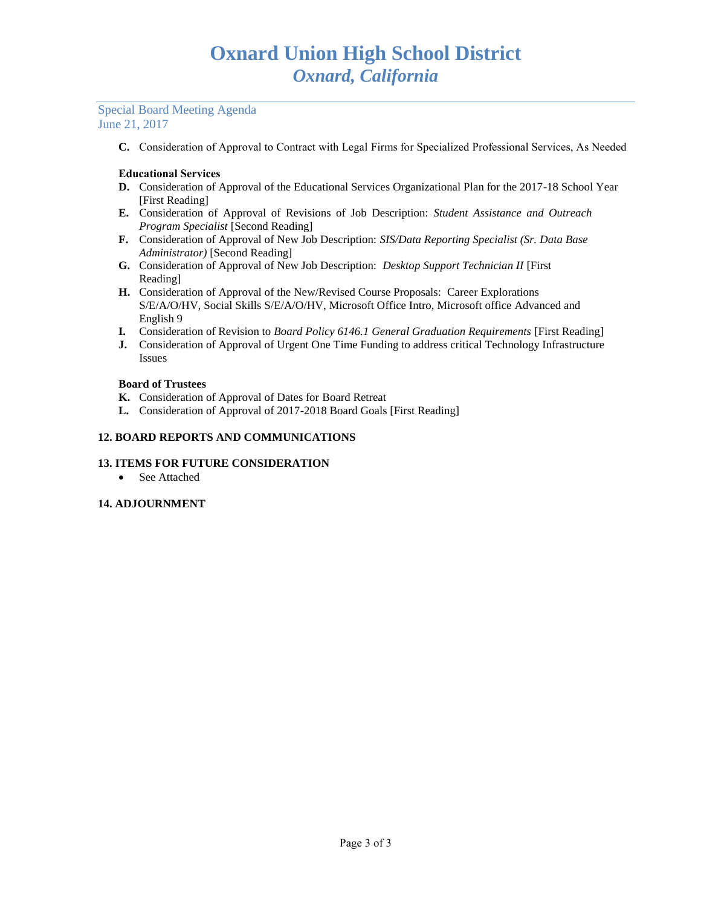# Oxnard Union High School District
## *Oxnard, California*

Special Board Meeting Agenda
June 21, 2017

**C.** Consideration of Approval to Contract with Legal Firms for Specialized Professional Services, As Needed

**Educational Services**

**D.** Consideration of Approval of the Educational Services Organizational Plan for the 2017-18 School Year [First Reading]

**E.** Consideration of Approval of Revisions of Job Description: *Student Assistance and Outreach Program Specialist* [Second Reading]

**F.** Consideration of Approval of New Job Description: *SIS/Data Reporting Specialist (Sr. Data Base Administrator)* [Second Reading]

**G.** Consideration of Approval of New Job Description: *Desktop Support Technician II* [First Reading]

**H.** Consideration of Approval of the New/Revised Course Proposals: Career Explorations S/E/A/O/HV, Social Skills S/E/A/O/HV, Microsoft Office Intro, Microsoft office Advanced and English 9

**I.** Consideration of Revision to *Board Policy 6146.1 General Graduation Requirements* [First Reading]

**J.** Consideration of Approval of Urgent One Time Funding to address critical Technology Infrastructure Issues

**Board of Trustees**

**K.** Consideration of Approval of Dates for Board Retreat

**L.** Consideration of Approval of 2017-2018 Board Goals [First Reading]

**12. BOARD REPORTS AND COMMUNICATIONS**

**13. ITEMS FOR FUTURE CONSIDERATION**

- See Attached

**14. ADJOURNMENT**